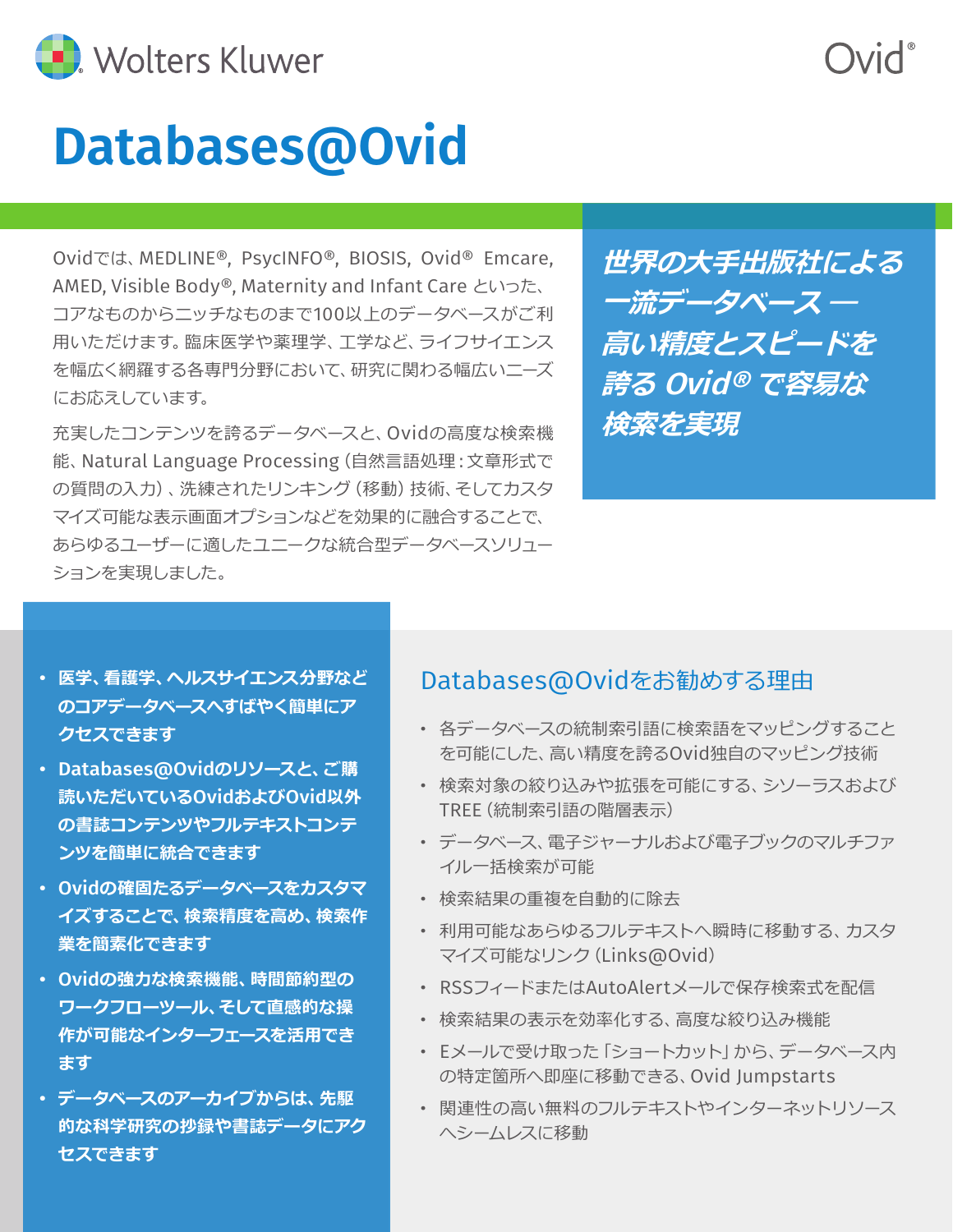# Databases@Ovid

Ovidでは、MEDLINE®, PsycINFO®, BIOSIS, Ovid® Emcare, AMED, Visible Body®, Maternity and Infant Care といった、コアなものからニッチなものまで100以上のデータベースがご利用いただけます。臨床医学や薬理学、工学など、ライフサイエンスを幅広く網羅する各専門分野において、研究に関わる幅広いニーズにお応えしています。

充実したコンテンツを誇るデータベースと、Ovidの高度な検索機能、Natural Language Processing（自然言語処理：文章形式での質問の入力）、洗練されたリンキング（移動）技術、そしてカスタマイズ可能な表示画面オプションなどを効果的に融合することで、あらゆるユーザーに適したユニークな統合型データベースソリューションを実現しました。

***世界の大手出版社による一流データベース ― 高い精度とスピードを誇る Ovid® で容易な検索を実現***

- **医学、看護学、ヘルスサイエンス分野などのコアデータベースへすばやく簡単にアクセスできます**
- **Databases@Ovidのリソースと、ご購読いただいているOvidおよびOvid以外の書誌コンテンツやフルテキストコンテンツを簡単に統合できます**
- **Ovidの確固たるデータベースをカスタマイズすることで、検索精度を高め、検索作業を簡素化できます**
- **Ovidの強力な検索機能、時間節約型のワークフローツール、そして直感的な操作が可能なインターフェースを活用できます**
- **データベースのアーカイブからは、先駆的な科学研究の抄録や書誌データにアクセスできます**

## Databases@Ovidをお勧めする理由

- 各データベースの統制索引語に検索語をマッピングすることを可能にした、高い精度を誇るOvid独自のマッピング技術
- 検索対象の絞り込みや拡張を可能にする、シソーラスおよびTREE（統制索引語の階層表示）
- データベース、電子ジャーナルおよび電子ブックのマルチファイル一括検索が可能
- 検索結果の重複を自動的に除去
- 利用可能なあらゆるフルテキストへ瞬時に移動する、カスタマイズ可能なリンク（Links@Ovid）
- RSSフィードまたはAutoAlertメールで保存検索式を配信
- 検索結果の表示を効率化する、高度な絞り込み機能
- Eメールで受け取った「ショートカット」から、データベース内の特定箇所へ即座に移動できる、Ovid Jumpstarts
- 関連性の高い無料のフルテキストやインターネットリソースへシームレスに移動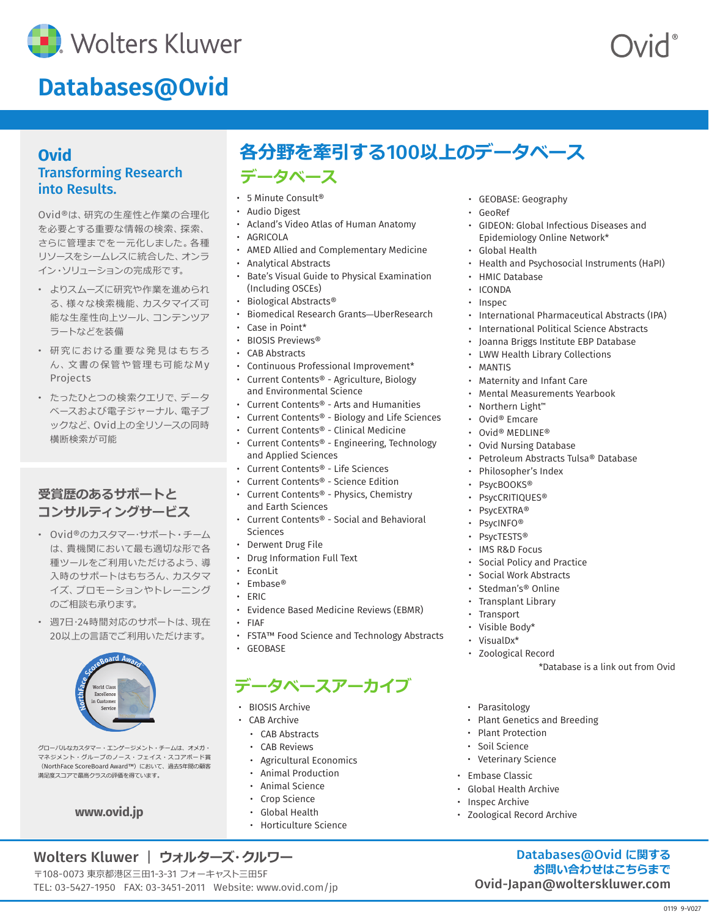# Databases@Ovid

## Ovid
### Transforming Research into Results.

Ovid®は、研究の生産性と作業の合理化を必要とする重要な情報の検索、探索、さらに管理までを一元化しました。各種リソースをシームレスに統合した、オンライン・ソリューションの完成形です。

- よりスムーズに研究や作業を進められる、様々な検索機能、カスタマイズ可能な生産性向上ツール、コンテンツアラートなどを装備
- 研究における重要な発見はもちろん、文書の保管や管理も可能なMy Projects
- たったひとつの検索クエリで、データベースおよび電子ジャーナル、電子ブックなど、Ovid上の全リソースの同時横断検索が可能

### 受賞歴のあるサポートとコンサルティングサービス

- Ovid®のカスタマー・サポート・チームは、貴機関において最も適切な形で各種ツールをご利用いただけるよう、導入時のサポートはもちろん、カスタマイズ、プロモーションやトレーニングのご相談も承ります。
- 週7日・24時間対応のサポートは、現在20以上の言語でご利用いただけます。

NorthFace ScoreBoard Award
World Class Excellence in Customer Service

グローバルなカスタマー・エンゲージメント・チームは、オメガ・マネジメント・グループのノース・フェイス・スコアボード賞（NorthFace ScoreBoard Award™）において、過去5年間の顧客満足度スコアで最高クラスの評価を得ています。

**www.ovid.jp**

## 各分野を牽引する100以上のデータベース

### データベース

- 5 Minute Consult®
- Audio Digest
- Acland's Video Atlas of Human Anatomy
- AGRICOLA
- AMED Allied and Complementary Medicine
- Analytical Abstracts
- Bate's Visual Guide to Physical Examination (Including OSCEs)
- Biological Abstracts®
- Biomedical Research Grants—UberResearch
- Case in Point*
- BIOSIS Previews®
- CAB Abstracts
- Continuous Professional Improvement*
- Current Contents® - Agriculture, Biology and Environmental Science
- Current Contents® - Arts and Humanities
- Current Contents® - Biology and Life Sciences
- Current Contents® - Clinical Medicine
- Current Contents® - Engineering, Technology and Applied Sciences
- Current Contents® - Life Sciences
- Current Contents® - Science Edition
- Current Contents® - Physics, Chemistry and Earth Sciences
- Current Contents® - Social and Behavioral Sciences
- Derwent Drug File
- Drug Information Full Text
- EconLit
- Embase®
- ERIC
- Evidence Based Medicine Reviews (EBMR)
- FIAF
- FSTA™ Food Science and Technology Abstracts
- GEOBASE
- GEOBASE: Geography
- GeoRef
- GIDEON: Global Infectious Diseases and Epidemiology Online Network*
- Global Health
- Health and Psychosocial Instruments (HaPI)
- HMIC Database
- ICONDA
- Inspec
- International Pharmaceutical Abstracts (IPA)
- International Political Science Abstracts
- Joanna Briggs Institute EBP Database
- LWW Health Library Collections
- MANTIS
- Maternity and Infant Care
- Mental Measurements Yearbook
- Northern Light™
- Ovid® Emcare
- Ovid® MEDLINE®
- Ovid Nursing Database
- Petroleum Abstracts Tulsa® Database
- Philosopher's Index
- PsycBOOKS®
- PsycCRITIQUES®
- PsycEXTRA®
- PsycINFO®
- PsycTESTS®
- IMS R&D Focus
- Social Policy and Practice
- Social Work Abstracts
- Stedman's® Online
- Transplant Library
- Transport
- Visible Body*
- VisualDx*
- Zoological Record

*Database is a link out from Ovid

### データベースアーカイブ

- BIOSIS Archive
- CAB Archive
  - CAB Abstracts
  - CAB Reviews
  - Agricultural Economics
  - Animal Production
  - Animal Science
  - Crop Science
  - Global Health
  - Horticulture Science
  - Parasitology
  - Plant Genetics and Breeding
  - Plant Protection
  - Soil Science
  - Veterinary Science
- Embase Classic
- Global Health Archive
- Inspec Archive
- Zoological Record Archive

**Wolters Kluwer | ウォルターズ・クルワー**
〒108-0073 東京都港区三田1-3-31 フォーキャスト三田5F
TEL: 03-5427-1950 FAX: 03-3451-2011 Website: www.ovid.com/jp

**Databases@Ovid に関するお問い合わせはこちらまで**
**Ovid-Japan@wolterskluwer.com**

0119 9-V027